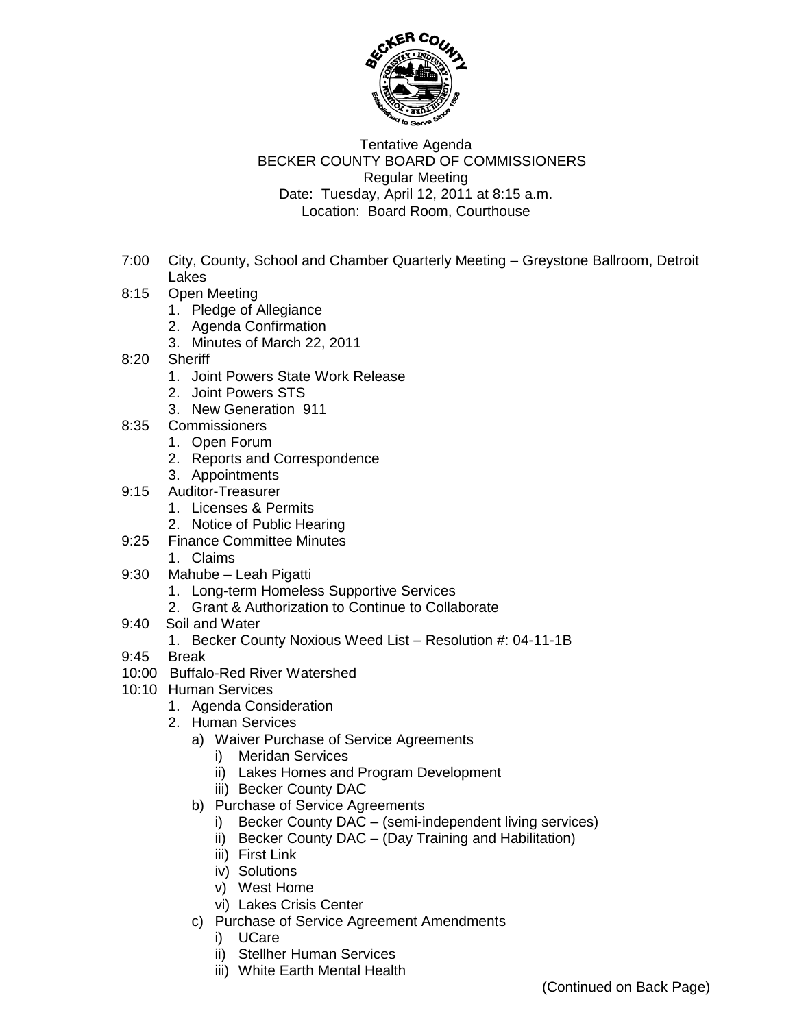Tentative Agenda
BECKER COUNTY BOARD OF COMMISSIONERS
Regular Meeting
Date: Tuesday, April 12, 2011 at 8:15 a.m.
Location: Board Room, Courthouse

- 7:00 City, County, School and Chamber Quarterly Meeting – Greystone Ballroom, Detroit Lakes
- 8:15 Open Meeting
  1. Pledge of Allegiance
  2. Agenda Confirmation
  3. Minutes of March 22, 2011
- 8:20 Sheriff
  1. Joint Powers State Work Release
  2. Joint Powers STS
  3. New Generation 911
- 8:35 Commissioners
  1. Open Forum
  2. Reports and Correspondence
  3. Appointments
- 9:15 Auditor-Treasurer
  1. Licenses & Permits
  2. Notice of Public Hearing
- 9:25 Finance Committee Minutes
  1. Claims
- 9:30 Mahube – Leah Pigatti
  1. Long-term Homeless Supportive Services
  2. Grant & Authorization to Continue to Collaborate
- 9:40 Soil and Water
  1. Becker County Noxious Weed List – Resolution #: 04-11-1B
- 9:45 Break
- 10:00 Buffalo-Red River Watershed
- 10:10 Human Services
  1. Agenda Consideration
  2. Human Services
     - a) Waiver Purchase of Service Agreements
       - i) Meridan Services
       - ii) Lakes Homes and Program Development
       - iii) Becker County DAC
     - b) Purchase of Service Agreements
       - i) Becker County DAC – (semi-independent living services)
       - ii) Becker County DAC – (Day Training and Habilitation)
       - iii) First Link
       - iv) Solutions
       - v) West Home
       - vi) Lakes Crisis Center
     - c) Purchase of Service Agreement Amendments
       - i) UCare
       - ii) Stellher Human Services
       - iii) White Earth Mental Health

(Continued on Back Page)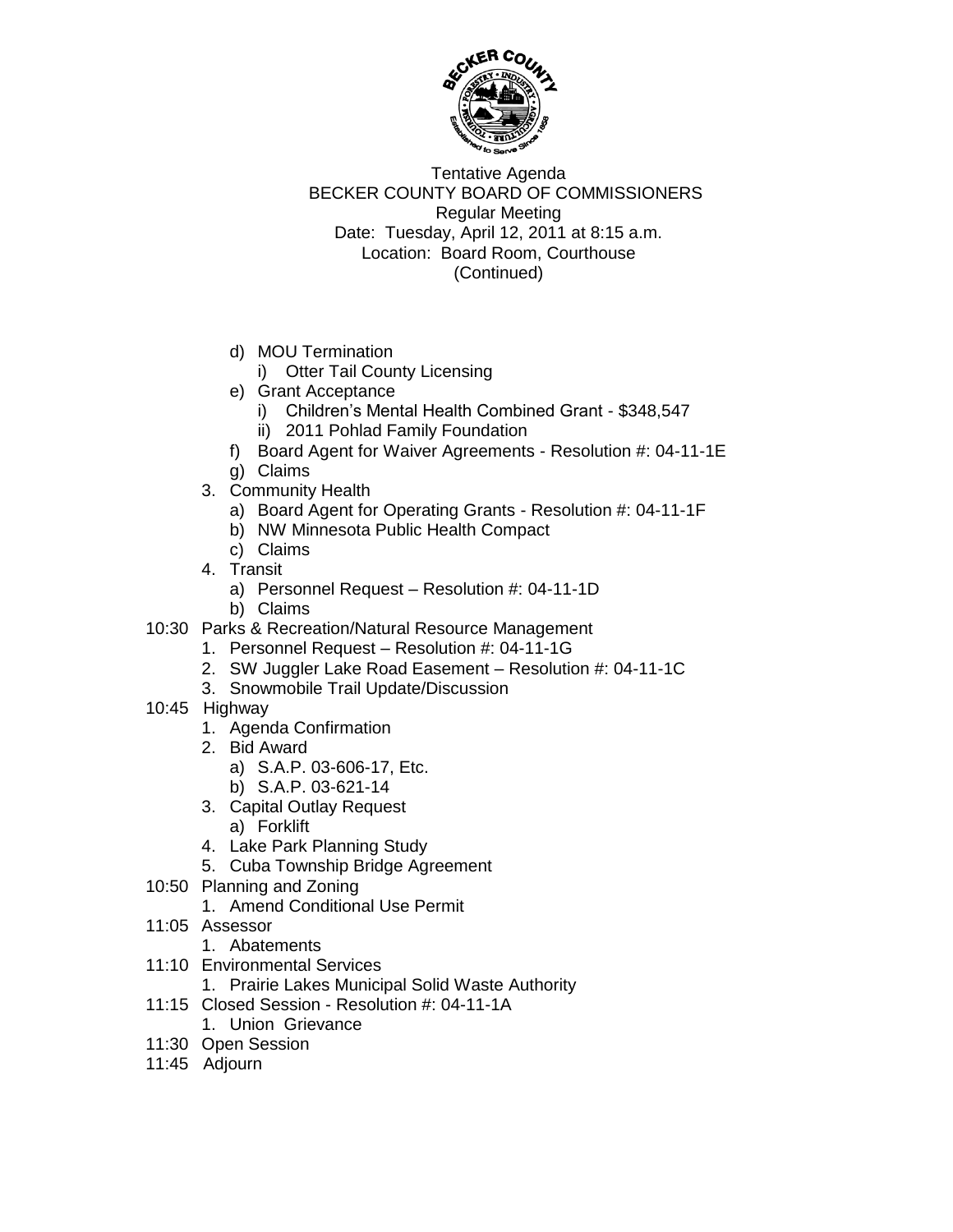Tentative Agenda
BECKER COUNTY BOARD OF COMMISSIONERS
Regular Meeting
Date: Tuesday, April 12, 2011 at 8:15 a.m.
Location: Board Room, Courthouse
(Continued)

- d) MOU Termination
  - i) Otter Tail County Licensing
- e) Grant Acceptance
  - i) Children's Mental Health Combined Grant - $348,547
  - ii) 2011 Pohlad Family Foundation
- f) Board Agent for Waiver Agreements - Resolution #: 04-11-1E
- g) Claims

3. Community Health
   - a) Board Agent for Operating Grants - Resolution #: 04-11-1F
   - b) NW Minnesota Public Health Compact
   - c) Claims
4. Transit
   - a) Personnel Request – Resolution #: 04-11-1D
   - b) Claims

10:30 Parks & Recreation/Natural Resource Management
1. Personnel Request – Resolution #: 04-11-1G
2. SW Juggler Lake Road Easement – Resolution #: 04-11-1C
3. Snowmobile Trail Update/Discussion

10:45 Highway
1. Agenda Confirmation
2. Bid Award
   - a) S.A.P. 03-606-17, Etc.
   - b) S.A.P. 03-621-14
3. Capital Outlay Request
   - a) Forklift
4. Lake Park Planning Study
5. Cuba Township Bridge Agreement

10:50 Planning and Zoning
1. Amend Conditional Use Permit

11:05 Assessor
1. Abatements

11:10 Environmental Services
1. Prairie Lakes Municipal Solid Waste Authority

11:15 Closed Session - Resolution #: 04-11-1A
1. Union Grievance

11:30 Open Session

11:45 Adjourn